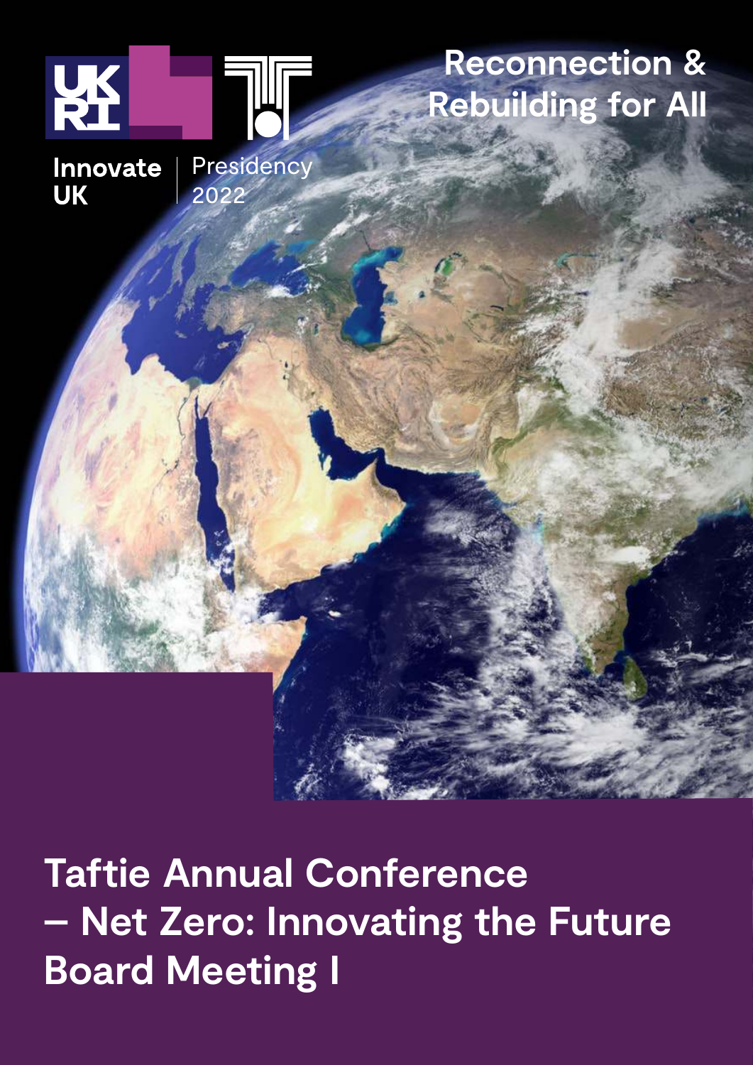Innovate UK

Presidency 2022

# Reconnection & Rebuilding for All

# Taftie Annual Conference – Net Zero: Innovating the Future Board Meeting I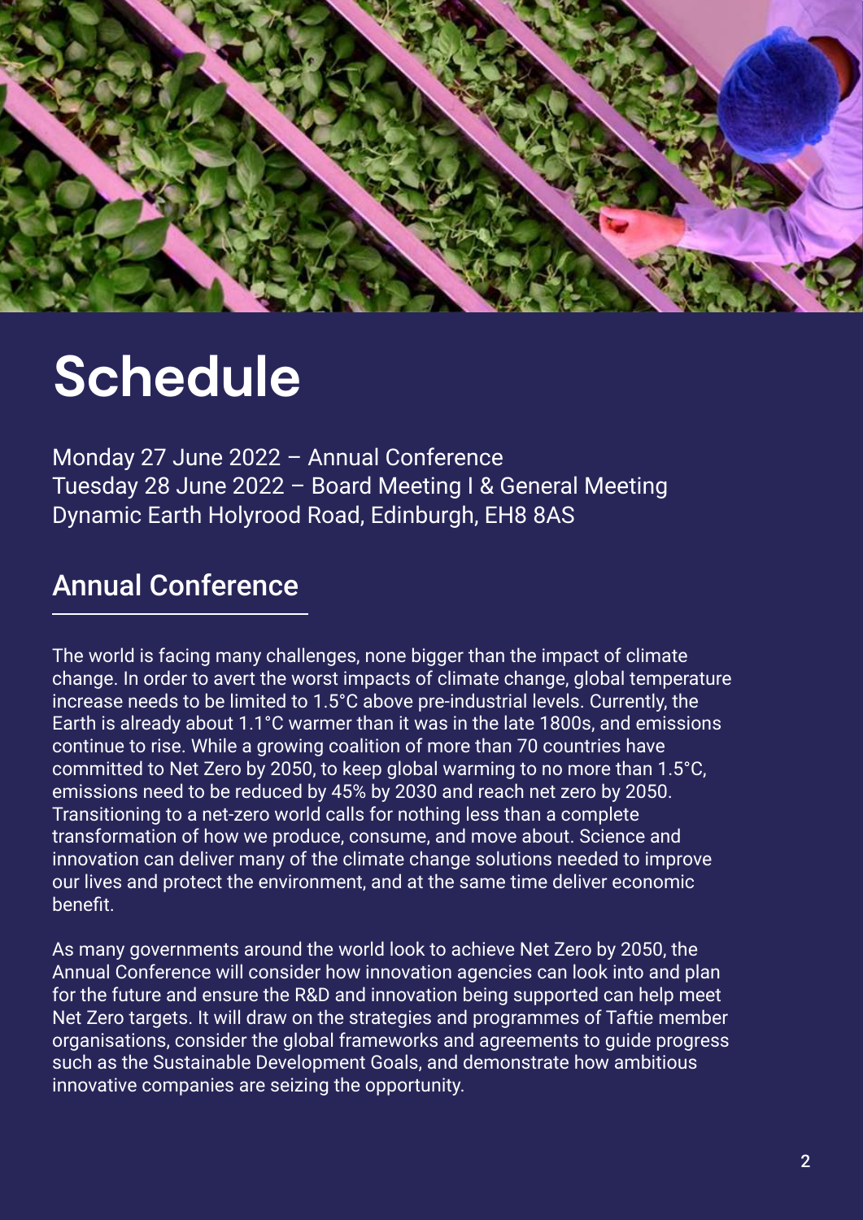# Schedule

Monday 27 June 2022 – Annual Conference
Tuesday 28 June 2022 – Board Meeting I & General Meeting
Dynamic Earth Holyrood Road, Edinburgh, EH8 8AS

## Annual Conference

The world is facing many challenges, none bigger than the impact of climate change. In order to avert the worst impacts of climate change, global temperature increase needs to be limited to 1.5°C above pre-industrial levels. Currently, the Earth is already about 1.1°C warmer than it was in the late 1800s, and emissions continue to rise. While a growing coalition of more than 70 countries have committed to Net Zero by 2050, to keep global warming to no more than 1.5°C, emissions need to be reduced by 45% by 2030 and reach net zero by 2050. Transitioning to a net-zero world calls for nothing less than a complete transformation of how we produce, consume, and move about. Science and innovation can deliver many of the climate change solutions needed to improve our lives and protect the environment, and at the same time deliver economic benefit.

As many governments around the world look to achieve Net Zero by 2050, the Annual Conference will consider how innovation agencies can look into and plan for the future and ensure the R&D and innovation being supported can help meet Net Zero targets. It will draw on the strategies and programmes of Taftie member organisations, consider the global frameworks and agreements to guide progress such as the Sustainable Development Goals, and demonstrate how ambitious innovative companies are seizing the opportunity.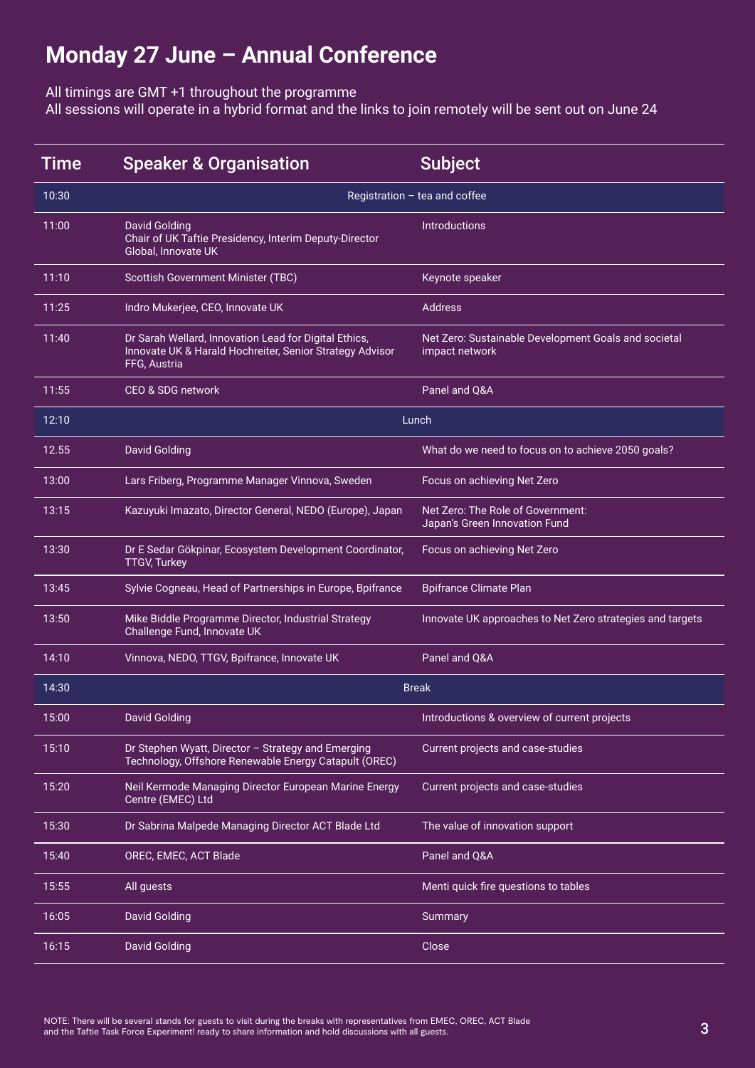# Monday 27 June – Annual Conference

All timings are GMT +1 throughout the programme
All sessions will operate in a hybrid format and the links to join remotely will be sent out on June 24

| Time | Speaker & Organisation | Subject |
|---|---|---|
| 10:30 | Registration – tea and coffee | |
| 11:00 | David Golding<br>Chair of UK Taftie Presidency, Interim Deputy-Director Global, Innovate UK | Introductions |
| 11:10 | Scottish Government Minister (TBC) | Keynote speaker |
| 11:25 | Indro Mukerjee, CEO, Innovate UK | Address |
| 11:40 | Dr Sarah Wellard, Innovation Lead for Digital Ethics, Innovate UK & Harald Hochreiter, Senior Strategy Advisor FFG, Austria | Net Zero: Sustainable Development Goals and societal impact network |
| 11:55 | CEO & SDG network | Panel and Q&A |
| 12:10 | Lunch | |
| 12.55 | David Golding | What do we need to focus on to achieve 2050 goals? |
| 13:00 | Lars Friberg, Programme Manager Vinnova, Sweden | Focus on achieving Net Zero |
| 13:15 | Kazuyuki Imazato, Director General, NEDO (Europe), Japan | Net Zero: The Role of Government:<br>Japan's Green Innovation Fund |
| 13:30 | Dr E Sedar Gökpinar, Ecosystem Development Coordinator, TTGV, Turkey | Focus on achieving Net Zero |
| 13:45 | Sylvie Cogneau, Head of Partnerships in Europe, Bpifrance | Bpifrance Climate Plan |
| 13:50 | Mike Biddle Programme Director, Industrial Strategy Challenge Fund, Innovate UK | Innovate UK approaches to Net Zero strategies and targets |
| 14:10 | Vinnova, NEDO, TTGV, Bpifrance, Innovate UK | Panel and Q&A |
| 14:30 | Break | |
| 15:00 | David Golding | Introductions & overview of current projects |
| 15:10 | Dr Stephen Wyatt, Director – Strategy and Emerging Technology, Offshore Renewable Energy Catapult (OREC) | Current projects and case-studies |
| 15:20 | Neil Kermode Managing Director European Marine Energy Centre (EMEC) Ltd | Current projects and case-studies |
| 15:30 | Dr Sabrina Malpede Managing Director ACT Blade Ltd | The value of innovation support |
| 15:40 | OREC, EMEC, ACT Blade | Panel and Q&A |
| 15:55 | All guests | Menti quick fire questions to tables |
| 16:05 | David Golding | Summary |
| 16:15 | David Golding | Close |

NOTE: There will be several stands for guests to visit during the breaks with representatives from EMEC, OREC, ACT Blade and the Taftie Task Force Experiment! ready to share information and hold discussions with all guests.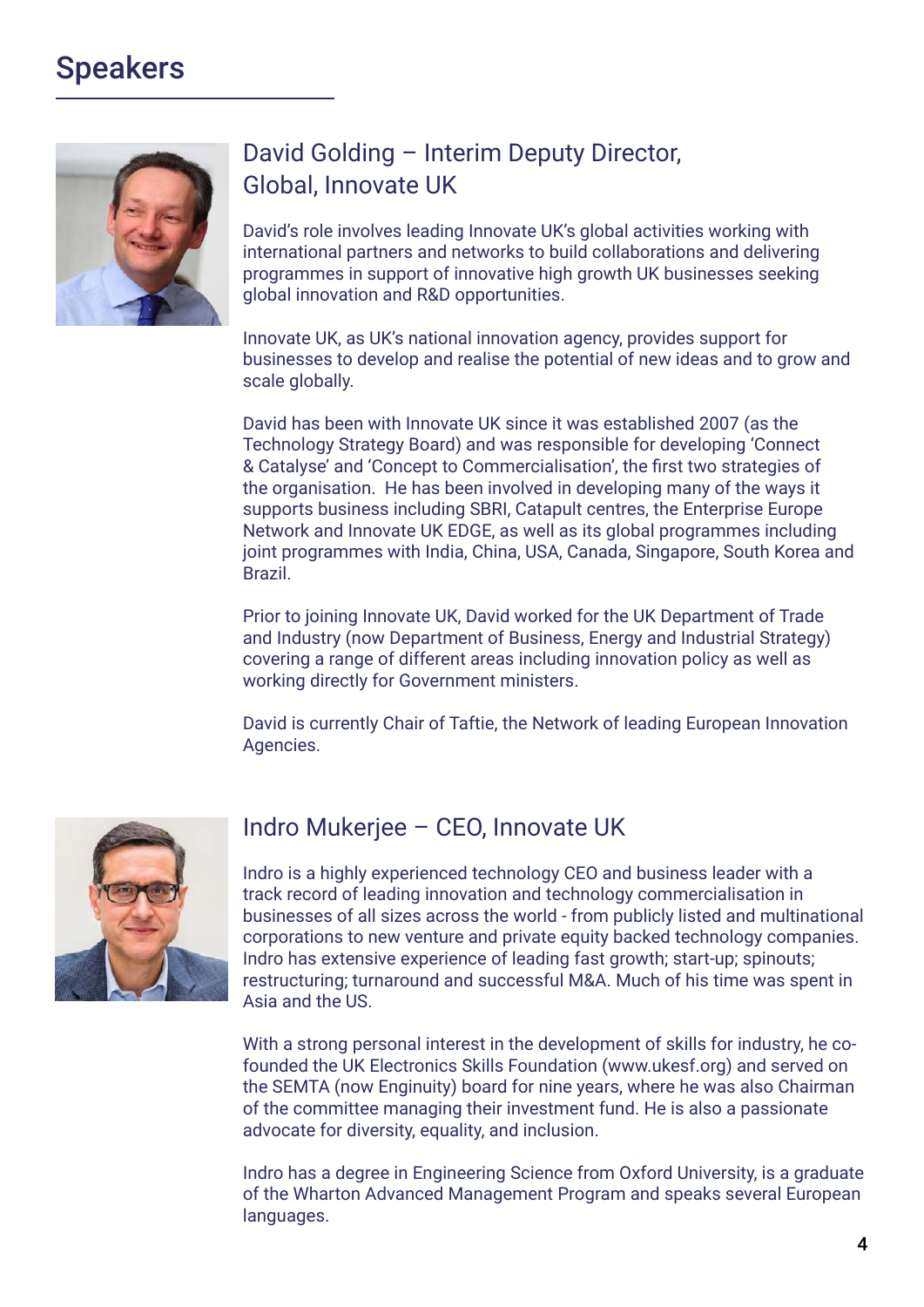# Speakers

## David Golding – Interim Deputy Director, Global, Innovate UK

David's role involves leading Innovate UK's global activities working with international partners and networks to build collaborations and delivering programmes in support of innovative high growth UK businesses seeking global innovation and R&D opportunities.

Innovate UK, as UK's national innovation agency, provides support for businesses to develop and realise the potential of new ideas and to grow and scale globally.

David has been with Innovate UK since it was established 2007 (as the Technology Strategy Board) and was responsible for developing 'Connect & Catalyse' and 'Concept to Commercialisation', the first two strategies of the organisation. He has been involved in developing many of the ways it supports business including SBRI, Catapult centres, the Enterprise Europe Network and Innovate UK EDGE, as well as its global programmes including joint programmes with India, China, USA, Canada, Singapore, South Korea and Brazil.

Prior to joining Innovate UK, David worked for the UK Department of Trade and Industry (now Department of Business, Energy and Industrial Strategy) covering a range of different areas including innovation policy as well as working directly for Government ministers.

David is currently Chair of Taftie, the Network of leading European Innovation Agencies.

## Indro Mukerjee – CEO, Innovate UK

Indro is a highly experienced technology CEO and business leader with a track record of leading innovation and technology commercialisation in businesses of all sizes across the world - from publicly listed and multinational corporations to new venture and private equity backed technology companies. Indro has extensive experience of leading fast growth; start-up; spinouts; restructuring; turnaround and successful M&A. Much of his time was spent in Asia and the US.

With a strong personal interest in the development of skills for industry, he co-founded the UK Electronics Skills Foundation (www.ukesf.org) and served on the SEMTA (now Enginuity) board for nine years, where he was also Chairman of the committee managing their investment fund. He is also a passionate advocate for diversity, equality, and inclusion.

Indro has a degree in Engineering Science from Oxford University, is a graduate of the Wharton Advanced Management Program and speaks several European languages.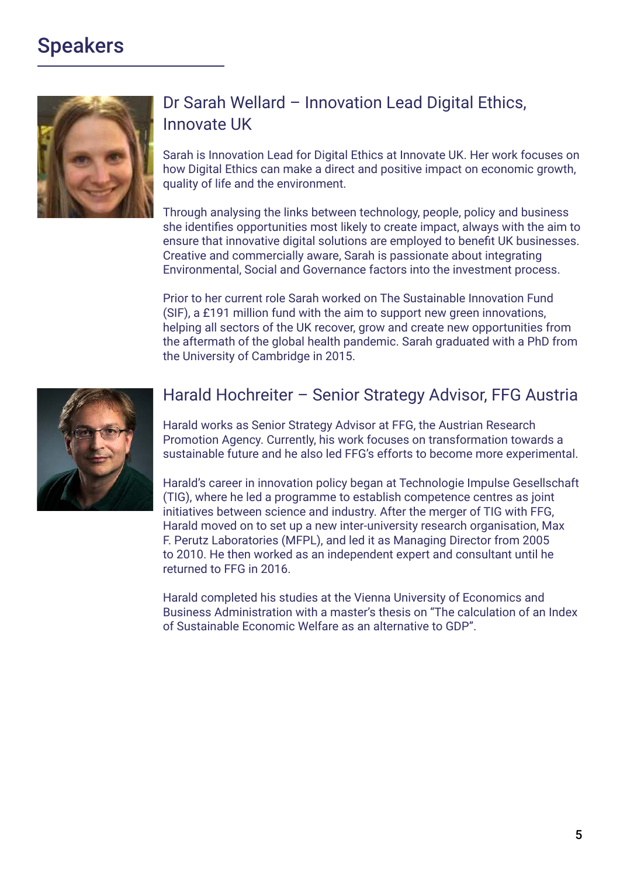# Speakers

## Dr Sarah Wellard – Innovation Lead Digital Ethics, Innovate UK

Sarah is Innovation Lead for Digital Ethics at Innovate UK. Her work focuses on how Digital Ethics can make a direct and positive impact on economic growth, quality of life and the environment.

Through analysing the links between technology, people, policy and business she identifies opportunities most likely to create impact, always with the aim to ensure that innovative digital solutions are employed to benefit UK businesses. Creative and commercially aware, Sarah is passionate about integrating Environmental, Social and Governance factors into the investment process.

Prior to her current role Sarah worked on The Sustainable Innovation Fund (SIF), a £191 million fund with the aim to support new green innovations, helping all sectors of the UK recover, grow and create new opportunities from the aftermath of the global health pandemic. Sarah graduated with a PhD from the University of Cambridge in 2015.

## Harald Hochreiter – Senior Strategy Advisor, FFG Austria

Harald works as Senior Strategy Advisor at FFG, the Austrian Research Promotion Agency. Currently, his work focuses on transformation towards a sustainable future and he also led FFG's efforts to become more experimental.

Harald's career in innovation policy began at Technologie Impulse Gesellschaft (TIG), where he led a programme to establish competence centres as joint initiatives between science and industry. After the merger of TIG with FFG, Harald moved on to set up a new inter-university research organisation, Max F. Perutz Laboratories (MFPL), and led it as Managing Director from 2005 to 2010. He then worked as an independent expert and consultant until he returned to FFG in 2016.

Harald completed his studies at the Vienna University of Economics and Business Administration with a master's thesis on "The calculation of an Index of Sustainable Economic Welfare as an alternative to GDP".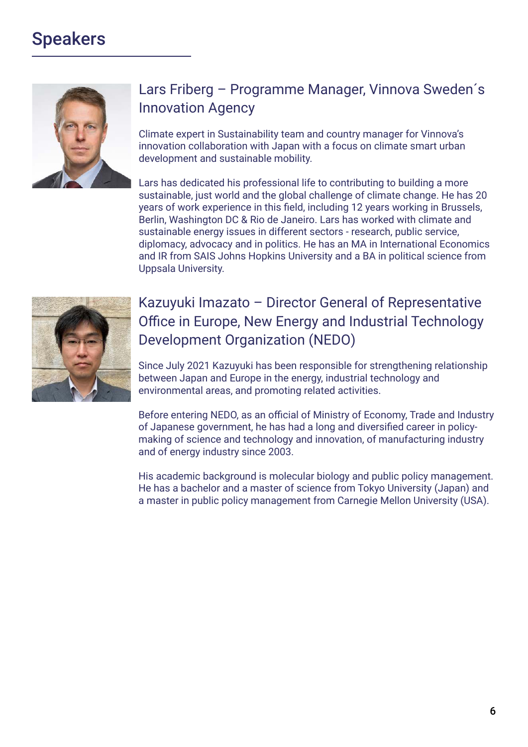# Speakers

## Lars Friberg – Programme Manager, Vinnova Sweden´s Innovation Agency

Climate expert in Sustainability team and country manager for Vinnova's innovation collaboration with Japan with a focus on climate smart urban development and sustainable mobility.

Lars has dedicated his professional life to contributing to building a more sustainable, just world and the global challenge of climate change. He has 20 years of work experience in this field, including 12 years working in Brussels, Berlin, Washington DC & Rio de Janeiro. Lars has worked with climate and sustainable energy issues in different sectors - research, public service, diplomacy, advocacy and in politics. He has an MA in International Economics and IR from SAIS Johns Hopkins University and a BA in political science from Uppsala University.

## Kazuyuki Imazato – Director General of Representative Office in Europe, New Energy and Industrial Technology Development Organization (NEDO)

Since July 2021 Kazuyuki has been responsible for strengthening relationship between Japan and Europe in the energy, industrial technology and environmental areas, and promoting related activities.

Before entering NEDO, as an official of Ministry of Economy, Trade and Industry of Japanese government, he has had a long and diversified career in policy-making of science and technology and innovation, of manufacturing industry and of energy industry since 2003.

His academic background is molecular biology and public policy management. He has a bachelor and a master of science from Tokyo University (Japan) and a master in public policy management from Carnegie Mellon University (USA).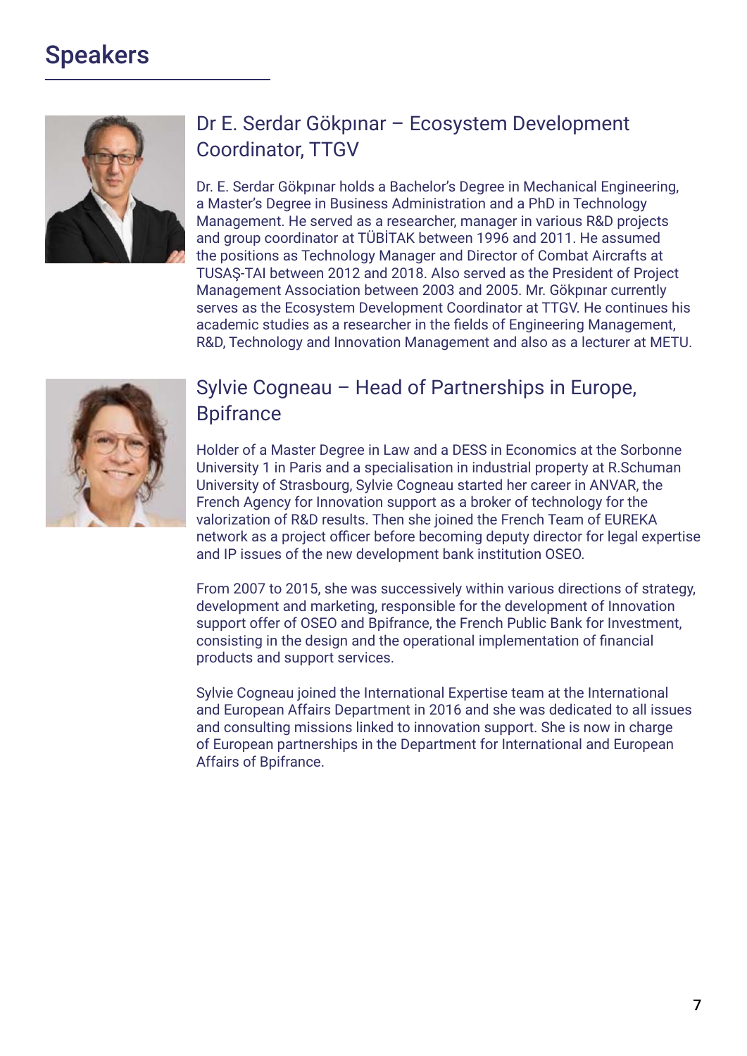# Speakers

## Dr E. Serdar Gökpınar – Ecosystem Development Coordinator, TTGV

Dr. E. Serdar Gökpınar holds a Bachelor's Degree in Mechanical Engineering, a Master's Degree in Business Administration and a PhD in Technology Management. He served as a researcher, manager in various R&D projects and group coordinator at TÜBİTAK between 1996 and 2011. He assumed the positions as Technology Manager and Director of Combat Aircrafts at TUSAŞ-TAI between 2012 and 2018. Also served as the President of Project Management Association between 2003 and 2005. Mr. Gökpınar currently serves as the Ecosystem Development Coordinator at TTGV. He continues his academic studies as a researcher in the fields of Engineering Management, R&D, Technology and Innovation Management and also as a lecturer at METU.

## Sylvie Cogneau – Head of Partnerships in Europe, Bpifrance

Holder of a Master Degree in Law and a DESS in Economics at the Sorbonne University 1 in Paris and a specialisation in industrial property at R.Schuman University of Strasbourg, Sylvie Cogneau started her career in ANVAR, the French Agency for Innovation support as a broker of technology for the valorization of R&D results. Then she joined the French Team of EUREKA network as a project officer before becoming deputy director for legal expertise and IP issues of the new development bank institution OSEO.

From 2007 to 2015, she was successively within various directions of strategy, development and marketing, responsible for the development of Innovation support offer of OSEO and Bpifrance, the French Public Bank for Investment, consisting in the design and the operational implementation of financial products and support services.

Sylvie Cogneau joined the International Expertise team at the International and European Affairs Department in 2016 and she was dedicated to all issues and consulting missions linked to innovation support. She is now in charge of European partnerships in the Department for International and European Affairs of Bpifrance.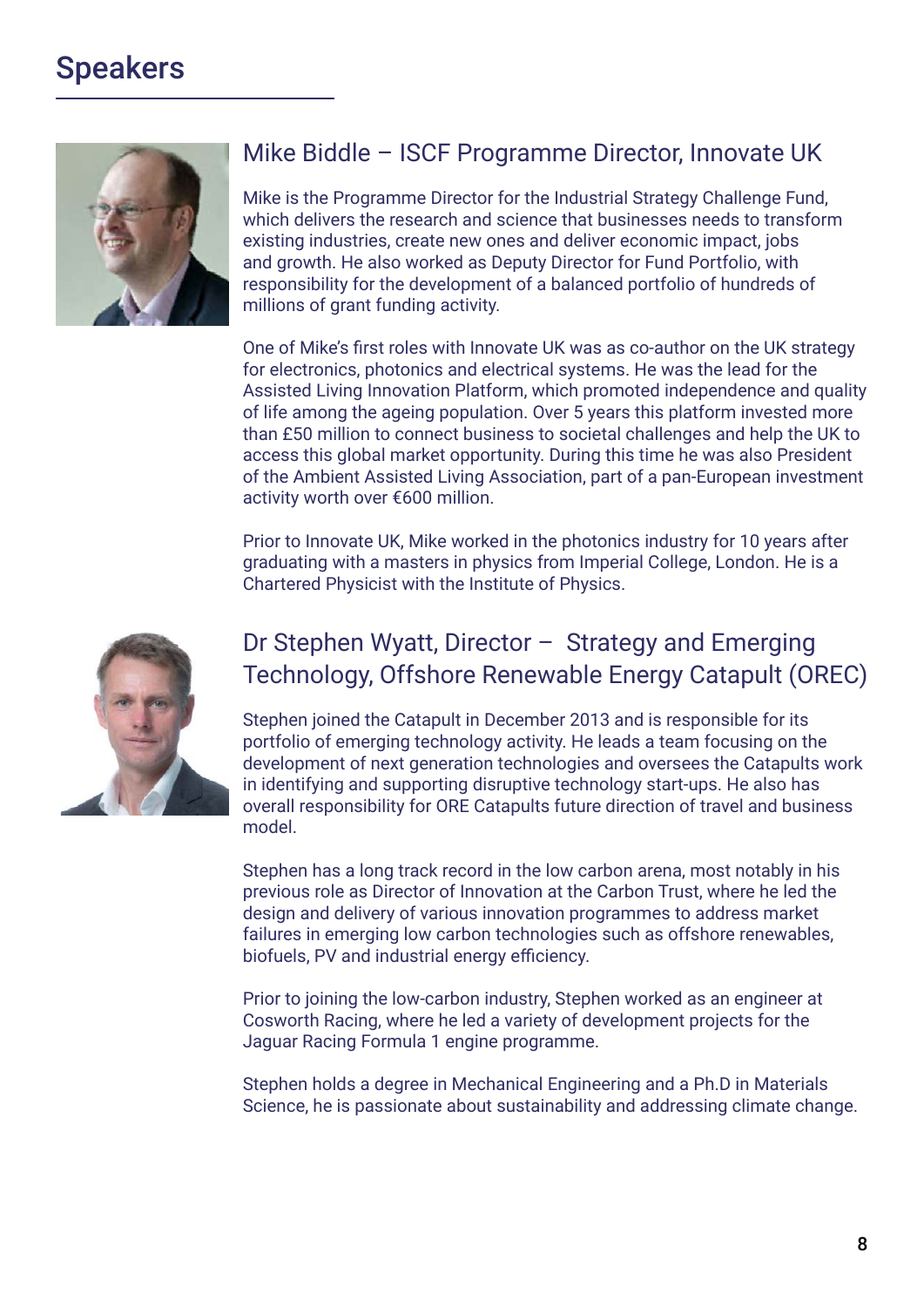# Speakers

## Mike Biddle – ISCF Programme Director, Innovate UK

Mike is the Programme Director for the Industrial Strategy Challenge Fund, which delivers the research and science that businesses needs to transform existing industries, create new ones and deliver economic impact, jobs and growth. He also worked as Deputy Director for Fund Portfolio, with responsibility for the development of a balanced portfolio of hundreds of millions of grant funding activity.

One of Mike's first roles with Innovate UK was as co-author on the UK strategy for electronics, photonics and electrical systems. He was the lead for the Assisted Living Innovation Platform, which promoted independence and quality of life among the ageing population. Over 5 years this platform invested more than £50 million to connect business to societal challenges and help the UK to access this global market opportunity. During this time he was also President of the Ambient Assisted Living Association, part of a pan-European investment activity worth over €600 million.

Prior to Innovate UK, Mike worked in the photonics industry for 10 years after graduating with a masters in physics from Imperial College, London. He is a Chartered Physicist with the Institute of Physics.

## Dr Stephen Wyatt, Director – Strategy and Emerging Technology, Offshore Renewable Energy Catapult (OREC)

Stephen joined the Catapult in December 2013 and is responsible for its portfolio of emerging technology activity. He leads a team focusing on the development of next generation technologies and oversees the Catapults work in identifying and supporting disruptive technology start-ups. He also has overall responsibility for ORE Catapults future direction of travel and business model.

Stephen has a long track record in the low carbon arena, most notably in his previous role as Director of Innovation at the Carbon Trust, where he led the design and delivery of various innovation programmes to address market failures in emerging low carbon technologies such as offshore renewables, biofuels, PV and industrial energy efficiency.

Prior to joining the low-carbon industry, Stephen worked as an engineer at Cosworth Racing, where he led a variety of development projects for the Jaguar Racing Formula 1 engine programme.

Stephen holds a degree in Mechanical Engineering and a Ph.D in Materials Science, he is passionate about sustainability and addressing climate change.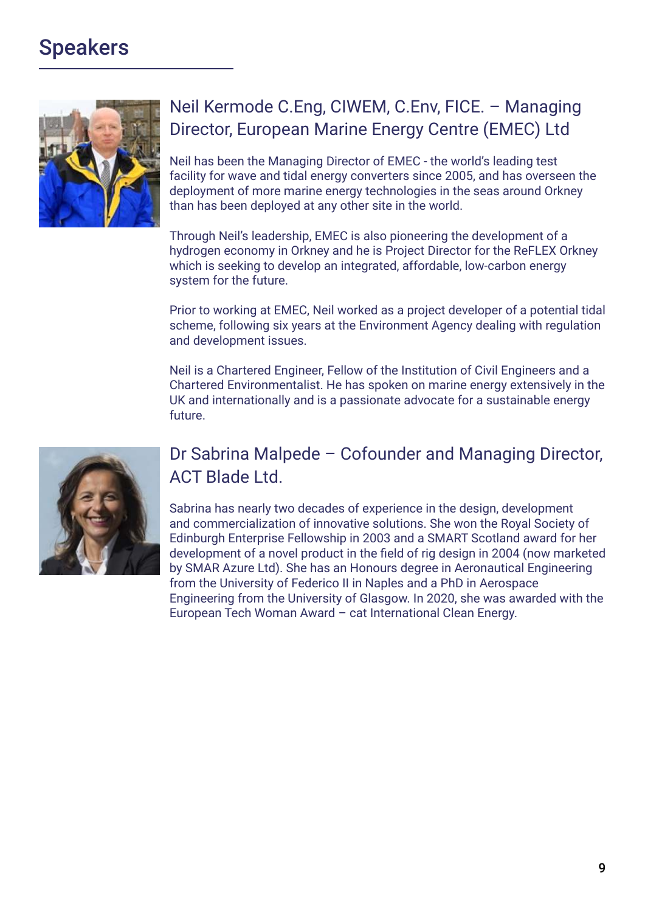# Speakers

## Neil Kermode C.Eng, CIWEM, C.Env, FICE. – Managing Director, European Marine Energy Centre (EMEC) Ltd

Neil has been the Managing Director of EMEC - the world's leading test facility for wave and tidal energy converters since 2005, and has overseen the deployment of more marine energy technologies in the seas around Orkney than has been deployed at any other site in the world.

Through Neil's leadership, EMEC is also pioneering the development of a hydrogen economy in Orkney and he is Project Director for the ReFLEX Orkney which is seeking to develop an integrated, affordable, low-carbon energy system for the future.

Prior to working at EMEC, Neil worked as a project developer of a potential tidal scheme, following six years at the Environment Agency dealing with regulation and development issues.

Neil is a Chartered Engineer, Fellow of the Institution of Civil Engineers and a Chartered Environmentalist. He has spoken on marine energy extensively in the UK and internationally and is a passionate advocate for a sustainable energy future.

## Dr Sabrina Malpede – Cofounder and Managing Director, ACT Blade Ltd.

Sabrina has nearly two decades of experience in the design, development and commercialization of innovative solutions. She won the Royal Society of Edinburgh Enterprise Fellowship in 2003 and a SMART Scotland award for her development of a novel product in the field of rig design in 2004 (now marketed by SMAR Azure Ltd). She has an Honours degree in Aeronautical Engineering from the University of Federico II in Naples and a PhD in Aerospace Engineering from the University of Glasgow. In 2020, she was awarded with the European Tech Woman Award – cat International Clean Energy.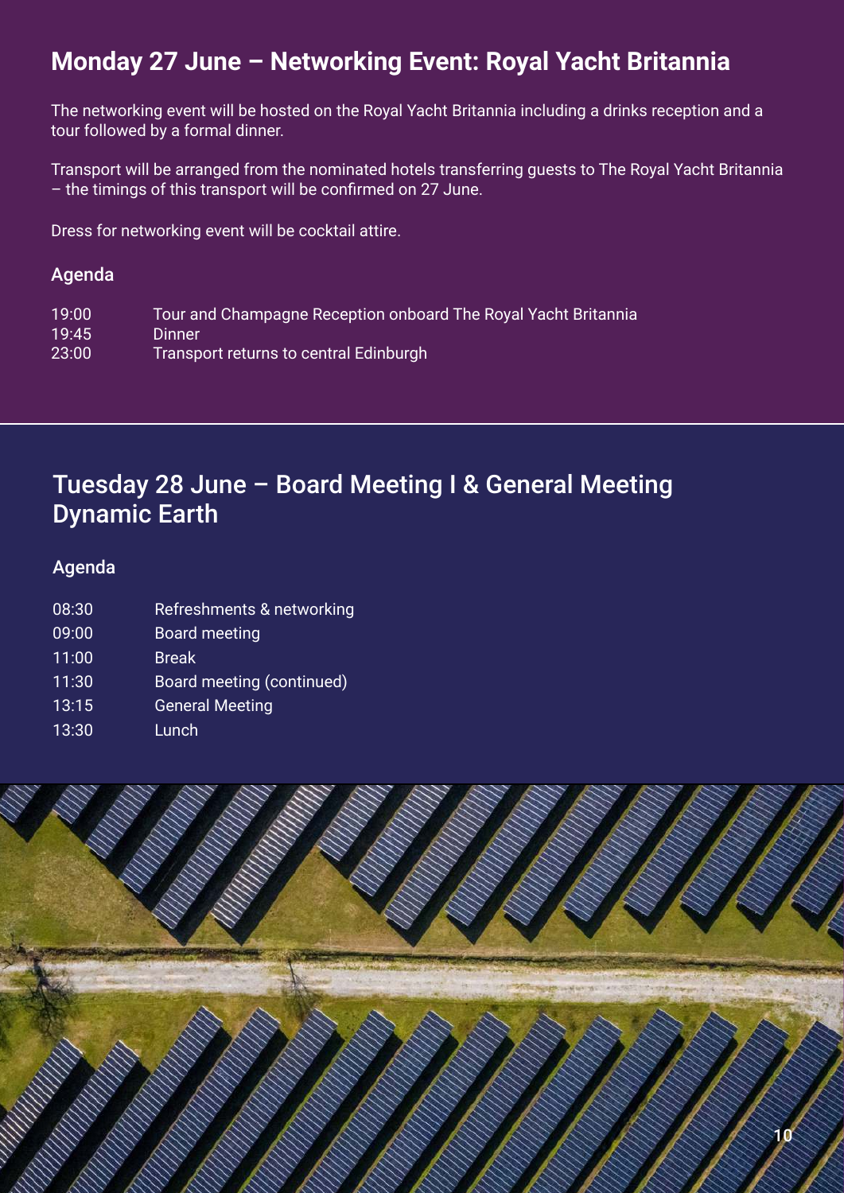## Monday 27 June – Networking Event: Royal Yacht Britannia

The networking event will be hosted on the Royal Yacht Britannia including a drinks reception and a tour followed by a formal dinner.

Transport will be arranged from the nominated hotels transferring guests to The Royal Yacht Britannia – the timings of this transport will be confirmed on 27 June.

Dress for networking event will be cocktail attire.

### Agenda

| | |
|---|---|
| 19:00 | Tour and Champagne Reception onboard The Royal Yacht Britannia |
| 19:45 | Dinner |
| 23:00 | Transport returns to central Edinburgh |

## Tuesday 28 June – Board Meeting I & General Meeting Dynamic Earth

### Agenda

| | |
|---|---|
| 08:30 | Refreshments & networking |
| 09:00 | Board meeting |
| 11:00 | Break |
| 11:30 | Board meeting (continued) |
| 13:15 | General Meeting |
| 13:30 | Lunch |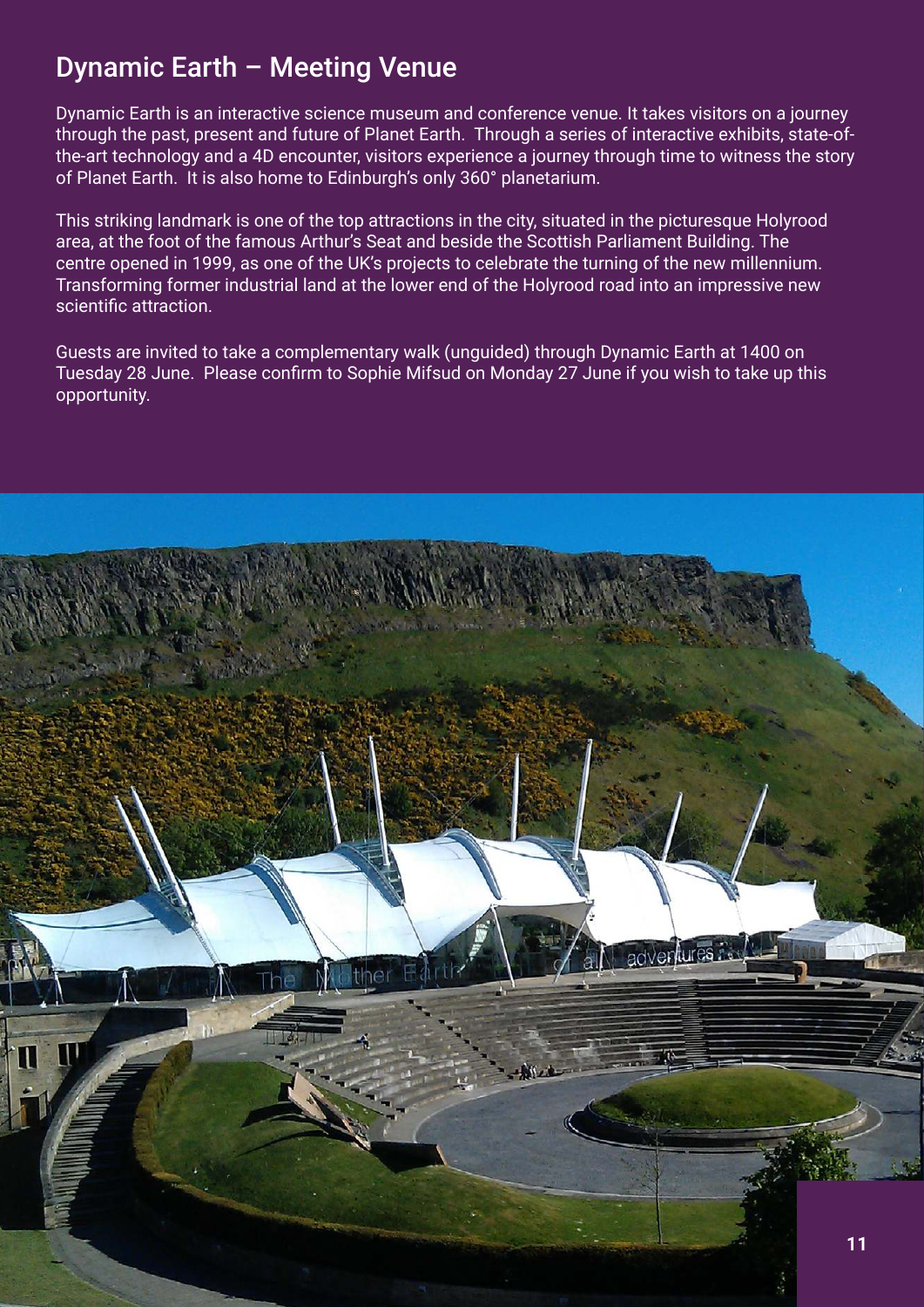## Dynamic Earth – Meeting Venue

Dynamic Earth is an interactive science museum and conference venue. It takes visitors on a journey through the past, present and future of Planet Earth. Through a series of interactive exhibits, state-of-the-art technology and a 4D encounter, visitors experience a journey through time to witness the story of Planet Earth. It is also home to Edinburgh's only 360° planetarium.

This striking landmark is one of the top attractions in the city, situated in the picturesque Holyrood area, at the foot of the famous Arthur's Seat and beside the Scottish Parliament Building. The centre opened in 1999, as one of the UK's projects to celebrate the turning of the new millennium. Transforming former industrial land at the lower end of the Holyrood road into an impressive new scientific attraction.

Guests are invited to take a complementary walk (unguided) through Dynamic Earth at 1400 on Tuesday 28 June. Please confirm to Sophie Mifsud on Monday 27 June if you wish to take up this opportunity.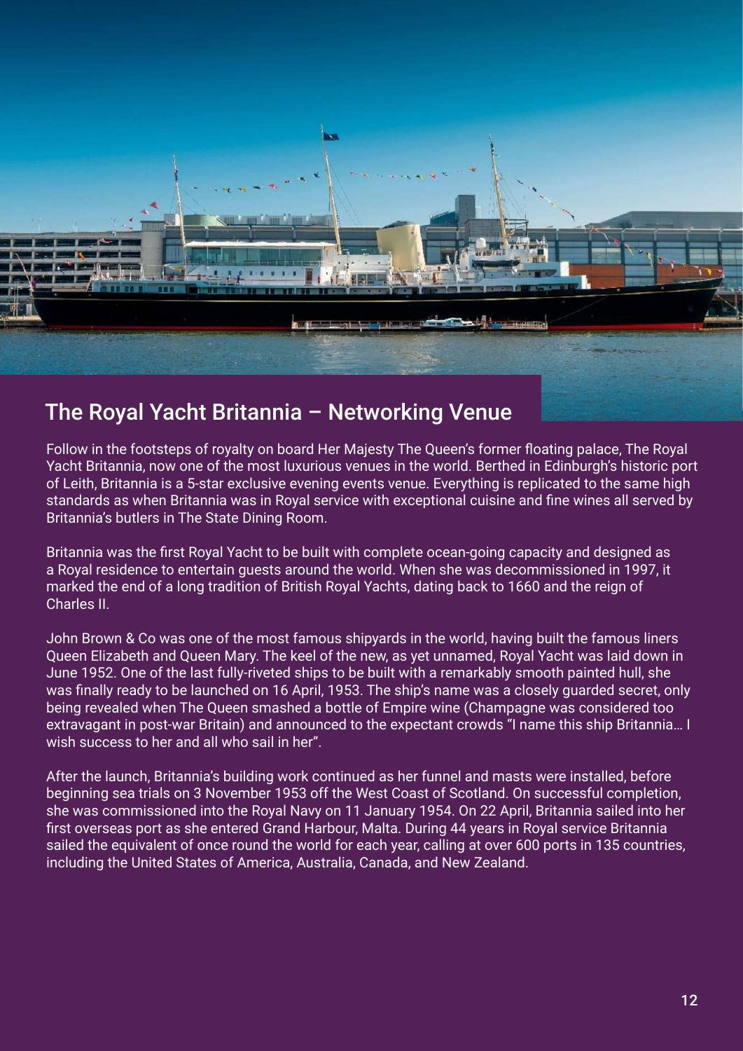## The Royal Yacht Britannia – Networking Venue

Follow in the footsteps of royalty on board Her Majesty The Queen's former floating palace, The Royal Yacht Britannia, now one of the most luxurious venues in the world. Berthed in Edinburgh's historic port of Leith, Britannia is a 5-star exclusive evening events venue. Everything is replicated to the same high standards as when Britannia was in Royal service with exceptional cuisine and fine wines all served by Britannia's butlers in The State Dining Room.

Britannia was the first Royal Yacht to be built with complete ocean-going capacity and designed as a Royal residence to entertain guests around the world. When she was decommissioned in 1997, it marked the end of a long tradition of British Royal Yachts, dating back to 1660 and the reign of Charles II.

John Brown & Co was one of the most famous shipyards in the world, having built the famous liners Queen Elizabeth and Queen Mary. The keel of the new, as yet unnamed, Royal Yacht was laid down in June 1952. One of the last fully-riveted ships to be built with a remarkably smooth painted hull, she was finally ready to be launched on 16 April, 1953. The ship's name was a closely guarded secret, only being revealed when The Queen smashed a bottle of Empire wine (Champagne was considered too extravagant in post-war Britain) and announced to the expectant crowds "I name this ship Britannia… I wish success to her and all who sail in her".

After the launch, Britannia's building work continued as her funnel and masts were installed, before beginning sea trials on 3 November 1953 off the West Coast of Scotland. On successful completion, she was commissioned into the Royal Navy on 11 January 1954. On 22 April, Britannia sailed into her first overseas port as she entered Grand Harbour, Malta. During 44 years in Royal service Britannia sailed the equivalent of once round the world for each year, calling at over 600 ports in 135 countries, including the United States of America, Australia, Canada, and New Zealand.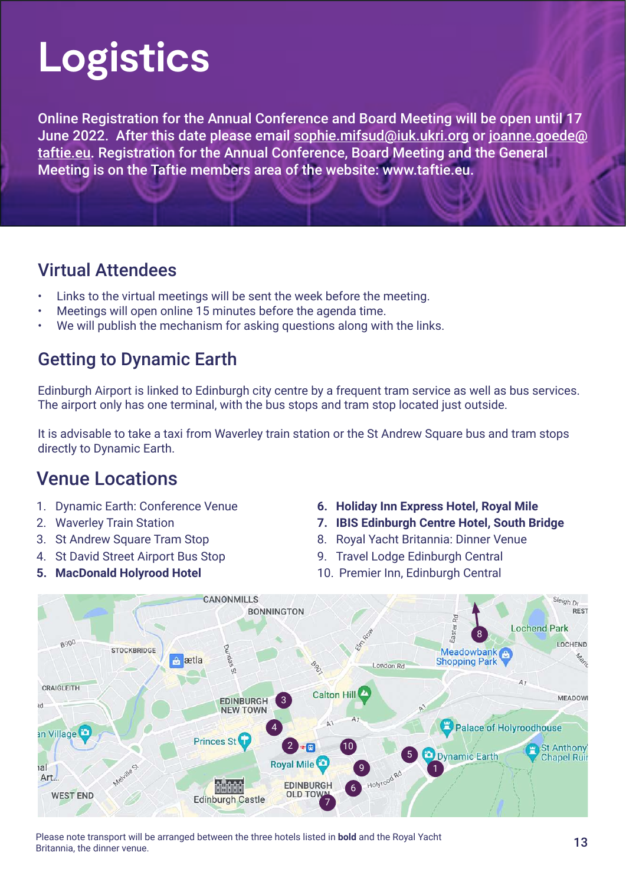# Logistics

Online Registration for the Annual Conference and Board Meeting will be open until 17 June 2022. After this date please email sophie.mifsud@iuk.ukri.org or joanne.goede@taftie.eu. Registration for the Annual Conference, Board Meeting and the General Meeting is on the Taftie members area of the website: www.taftie.eu.

## Virtual Attendees

- Links to the virtual meetings will be sent the week before the meeting.
- Meetings will open online 15 minutes before the agenda time.
- We will publish the mechanism for asking questions along with the links.

## Getting to Dynamic Earth

Edinburgh Airport is linked to Edinburgh city centre by a frequent tram service as well as bus services. The airport only has one terminal, with the bus stops and tram stop located just outside.

It is advisable to take a taxi from Waverley train station or the St Andrew Square bus and tram stops directly to Dynamic Earth.

## Venue Locations

1. Dynamic Earth: Conference Venue
2. Waverley Train Station
3. St Andrew Square Tram Stop
4. St David Street Airport Bus Stop
5. **MacDonald Holyrood Hotel**
6. **Holiday Inn Express Hotel, Royal Mile**
7. **IBIS Edinburgh Centre Hotel, South Bridge**
8. Royal Yacht Britannia: Dinner Venue
9. Travel Lodge Edinburgh Central
10. Premier Inn, Edinburgh Central

Please note transport will be arranged between the three hotels listed in **bold** and the Royal Yacht Britannia, the dinner venue.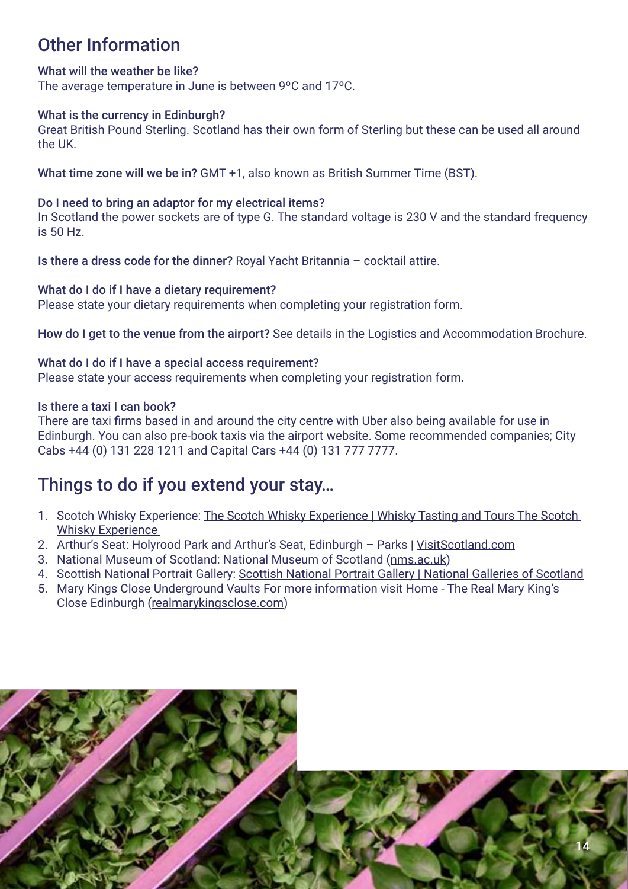## Other Information

**What will the weather be like?**
The average temperature in June is between 9ºC and 17ºC.

**What is the currency in Edinburgh?**
Great British Pound Sterling. Scotland has their own form of Sterling but these can be used all around the UK.

**What time zone will we be in?** GMT +1, also known as British Summer Time (BST).

**Do I need to bring an adaptor for my electrical items?**
In Scotland the power sockets are of type G. The standard voltage is 230 V and the standard frequency is 50 Hz.

**Is there a dress code for the dinner?** Royal Yacht Britannia – cocktail attire.

**What do I do if I have a dietary requirement?**
Please state your dietary requirements when completing your registration form.

**How do I get to the venue from the airport?** See details in the Logistics and Accommodation Brochure.

**What do I do if I have a special access requirement?**
Please state your access requirements when completing your registration form.

**Is there a taxi I can book?**
There are taxi firms based in and around the city centre with Uber also being available for use in Edinburgh. You can also pre-book taxis via the airport website. Some recommended companies; City Cabs +44 (0) 131 228 1211 and Capital Cars +44 (0) 131 777 7777.

## Things to do if you extend your stay…

1. Scotch Whisky Experience: The Scotch Whisky Experience | Whisky Tasting and Tours The Scotch Whisky Experience
2. Arthur's Seat: Holyrood Park and Arthur's Seat, Edinburgh – Parks | VisitScotland.com
3. National Museum of Scotland: National Museum of Scotland (nms.ac.uk)
4. Scottish National Portrait Gallery: Scottish National Portrait Gallery | National Galleries of Scotland
5. Mary Kings Close Underground Vaults For more information visit Home - The Real Mary King's Close Edinburgh (realmarykingsclose.com)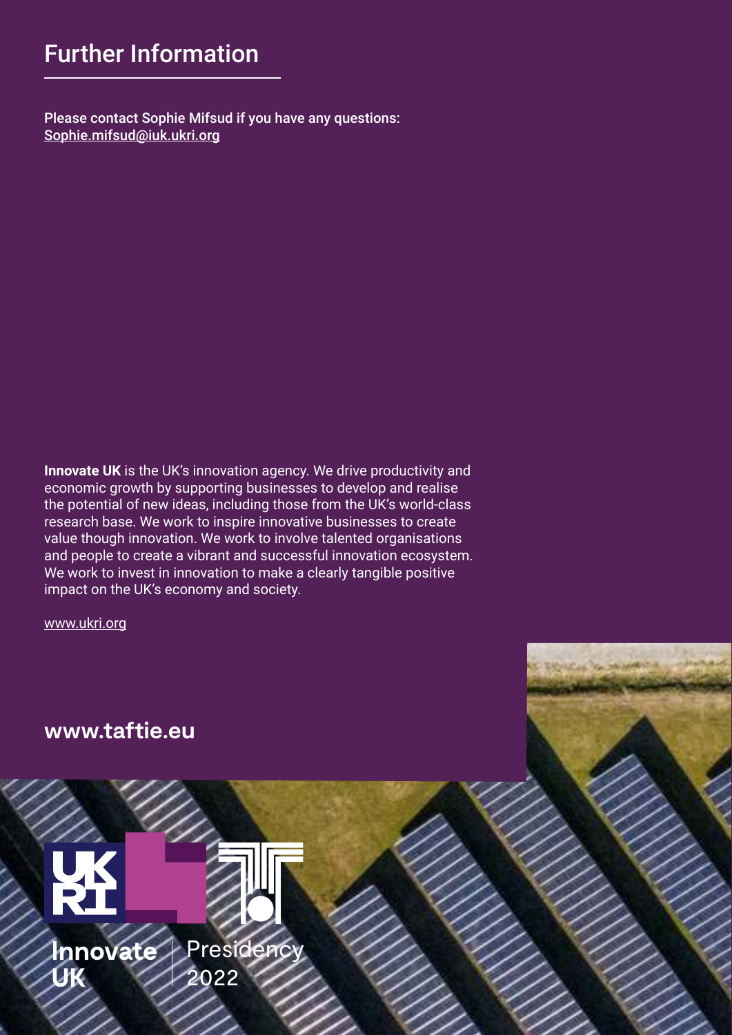## Further Information

Please contact Sophie Mifsud if you have any questions:
Sophie.mifsud@iuk.ukri.org

**Innovate UK** is the UK's innovation agency. We drive productivity and economic growth by supporting businesses to develop and realise the potential of new ideas, including those from the UK's world-class research base. We work to inspire innovative businesses to create value though innovation. We work to involve talented organisations and people to create a vibrant and successful innovation ecosystem. We work to invest in innovation to make a clearly tangible positive impact on the UK's economy and society.

www.ukri.org

**www.taftie.eu**

Innovate UK

Presidency 2022